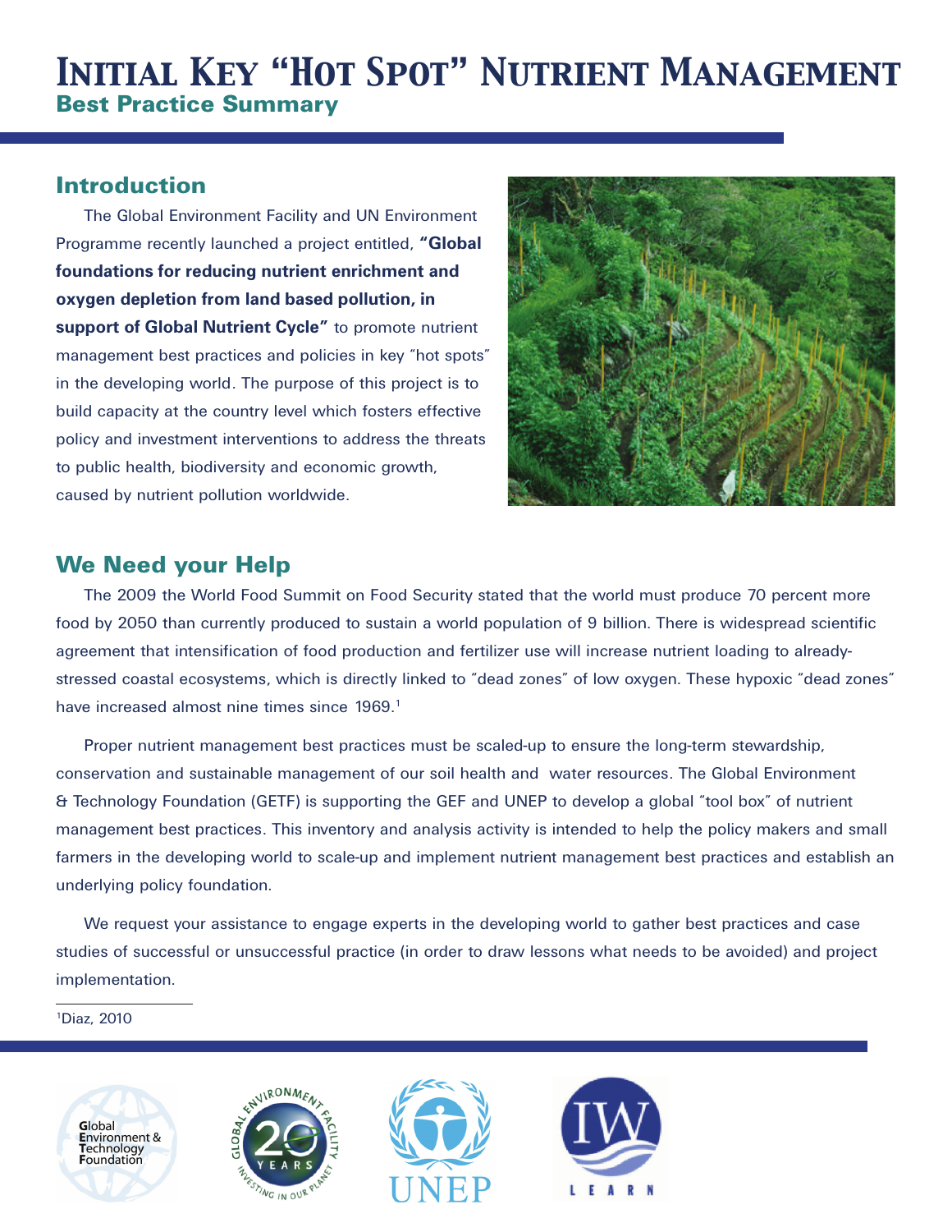# Initial Key "Hot Spot" Nutrient Management

## Best Practice Summary

## Introduction

The Global Environment Facility and UN Environment Programme recently launched a project entitled, **"Global foundations for reducing nutrient enrichment and oxygen depletion from land based pollution, in support of Global Nutrient Cycle"** to promote nutrient management best practices and policies in key "hot spots" in the developing world. The purpose of this project is to build capacity at the country level which fosters effective policy and investment interventions to address the threats to public health, biodiversity and economic growth, caused by nutrient pollution worldwide.

## We Need your Help

The 2009 the World Food Summit on Food Security stated that the world must produce 70 percent more food by 2050 than currently produced to sustain a world population of 9 billion. There is widespread scientific agreement that intensification of food production and fertilizer use will increase nutrient loading to already-stressed coastal ecosystems, which is directly linked to "dead zones" of low oxygen. These hypoxic "dead zones" have increased almost nine times since 1969.[1]

Proper nutrient management best practices must be scaled-up to ensure the long-term stewardship, conservation and sustainable management of our soil health and water resources. The Global Environment & Technology Foundation (GETF) is supporting the GEF and UNEP to develop a global "tool box" of nutrient management best practices. This inventory and analysis activity is intended to help the policy makers and small farmers in the developing world to scale-up and implement nutrient management best practices and establish an underlying policy foundation.

We request your assistance to engage experts in the developing world to gather best practices and case studies of successful or unsuccessful practice (in order to draw lessons what needs to be avoided) and project implementation.

[1] Diaz, 2010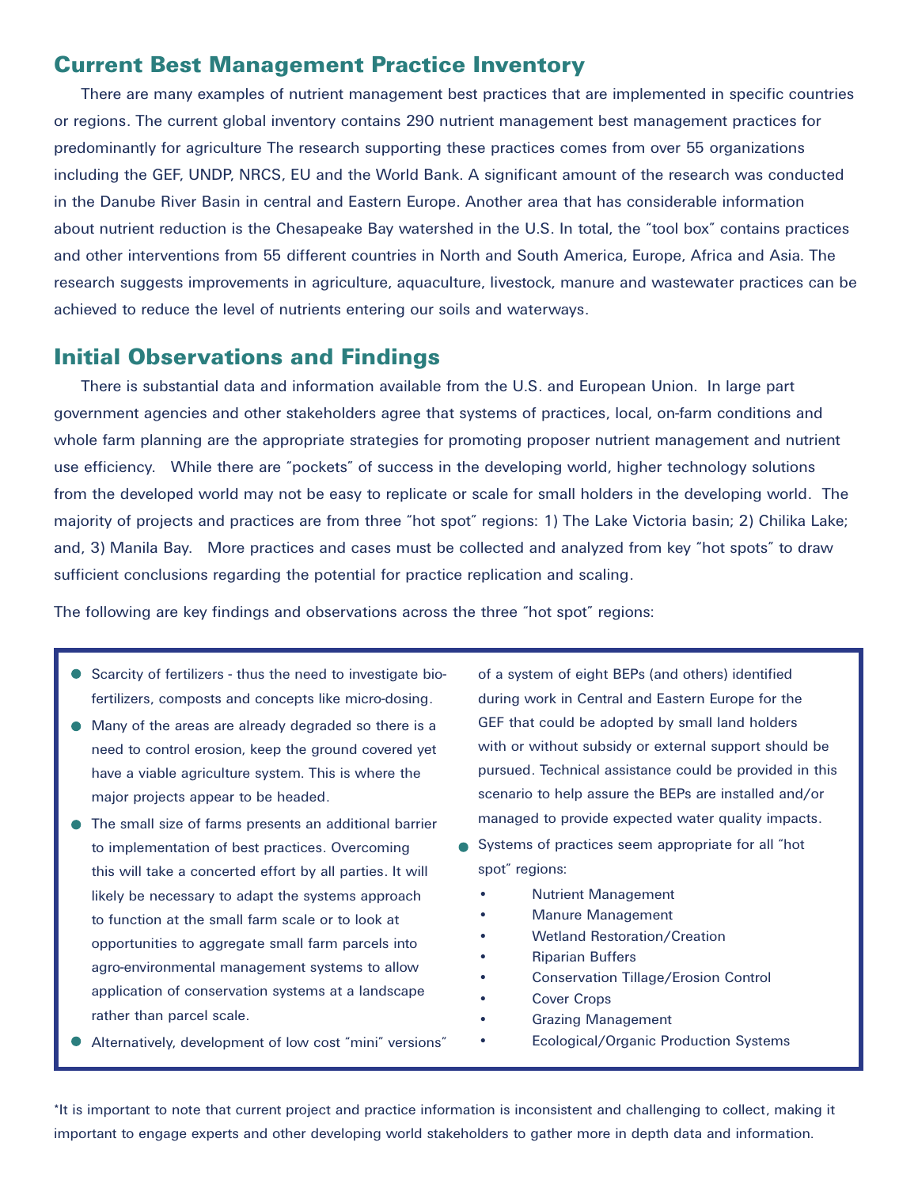## Current Best Management Practice Inventory

There are many examples of nutrient management best practices that are implemented in specific countries or regions. The current global inventory contains 290 nutrient management best management practices for predominantly for agriculture The research supporting these practices comes from over 55 organizations including the GEF, UNDP, NRCS, EU and the World Bank. A significant amount of the research was conducted in the Danube River Basin in central and Eastern Europe. Another area that has considerable information about nutrient reduction is the Chesapeake Bay watershed in the U.S. In total, the "tool box" contains practices and other interventions from 55 different countries in North and South America, Europe, Africa and Asia. The research suggests improvements in agriculture, aquaculture, livestock, manure and wastewater practices can be achieved to reduce the level of nutrients entering our soils and waterways.

## Initial Observations and Findings

There is substantial data and information available from the U.S. and European Union. In large part government agencies and other stakeholders agree that systems of practices, local, on-farm conditions and whole farm planning are the appropriate strategies for promoting proposer nutrient management and nutrient use efficiency. While there are "pockets" of success in the developing world, higher technology solutions from the developed world may not be easy to replicate or scale for small holders in the developing world. The majority of projects and practices are from three "hot spot" regions: 1) The Lake Victoria basin; 2) Chilika Lake; and, 3) Manila Bay. More practices and cases must be collected and analyzed from key "hot spots" to draw sufficient conclusions regarding the potential for practice replication and scaling.

The following are key findings and observations across the three "hot spot" regions:

- Scarcity of fertilizers - thus the need to investigate bio-fertilizers, composts and concepts like micro-dosing.
- Many of the areas are already degraded so there is a need to control erosion, keep the ground covered yet have a viable agriculture system. This is where the major projects appear to be headed.
- The small size of farms presents an additional barrier to implementation of best practices. Overcoming this will take a concerted effort by all parties. It will likely be necessary to adapt the systems approach to function at the small farm scale or to look at opportunities to aggregate small farm parcels into agro-environmental management systems to allow application of conservation systems at a landscape rather than parcel scale.
- Alternatively, development of low cost "mini" versions" of a system of eight BEPs (and others) identified during work in Central and Eastern Europe for the GEF that could be adopted by small land holders with or without subsidy or external support should be pursued. Technical assistance could be provided in this scenario to help assure the BEPs are installed and/or managed to provide expected water quality impacts.
- Systems of practices seem appropriate for all "hot spot" regions:
  - Nutrient Management
  - Manure Management
  - Wetland Restoration/Creation
  - Riparian Buffers
  - Conservation Tillage/Erosion Control
  - Cover Crops
  - Grazing Management
  - Ecological/Organic Production Systems

*It is important to note that current project and practice information is inconsistent and challenging to collect, making it important to engage experts and other developing world stakeholders to gather more in depth data and information.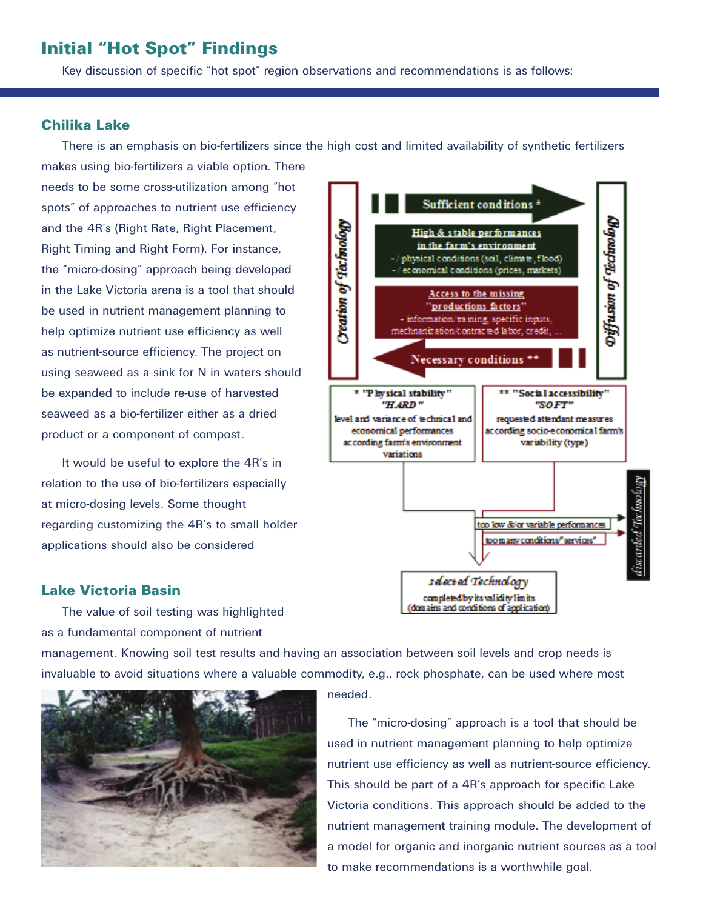## Initial "Hot Spot" Findings

Key discussion of specific "hot spot" region observations and recommendations is as follows:

### Chilika Lake

There is an emphasis on bio-fertilizers since the high cost and limited availability of synthetic fertilizers makes using bio-fertilizers a viable option. There needs to be some cross-utilization among "hot spots" of approaches to nutrient use efficiency and the 4R's (Right Rate, Right Placement, Right Timing and Right Form). For instance, the "micro-dosing" approach being developed in the Lake Victoria arena is a tool that should be used in nutrient management planning to help optimize nutrient use efficiency as well as nutrient-source efficiency. The project on using seaweed as a sink for N in waters should be expanded to include re-use of harvested seaweed as a bio-fertilizer either as a dried product or a component of compost.

It would be useful to explore the 4R's in relation to the use of bio-fertilizers especially at micro-dosing levels. Some thought regarding customizing the 4R's to small holder applications should also be considered

### Lake Victoria Basin

The value of soil testing was highlighted as a fundamental component of nutrient management. Knowing soil test results and having an association between soil levels and crop needs is invaluable to avoid situations where a valuable commodity, e.g., rock phosphate, can be used where most needed.

The "micro-dosing" approach is a tool that should be used in nutrient management planning to help optimize nutrient use efficiency as well as nutrient-source efficiency. This should be part of a 4R's approach for specific Lake Victoria conditions. This approach should be added to the nutrient management training module. The development of a model for organic and inorganic nutrient sources as a tool to make recommendations is a worthwhile goal.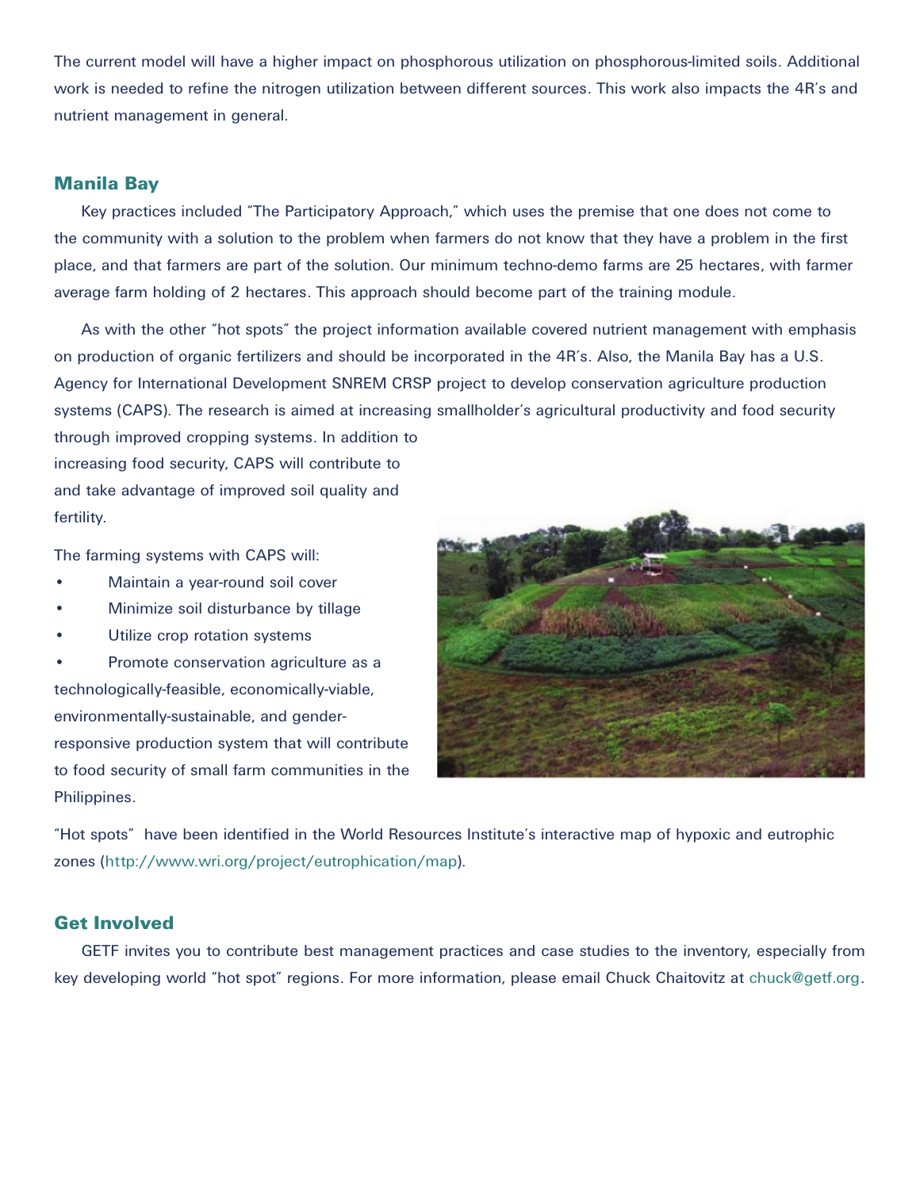The current model will have a higher impact on phosphorous utilization on phosphorous-limited soils. Additional work is needed to refine the nitrogen utilization between different sources. This work also impacts the 4R's and nutrient management in general.

## Manila Bay

Key practices included "The Participatory Approach," which uses the premise that one does not come to the community with a solution to the problem when farmers do not know that they have a problem in the first place, and that farmers are part of the solution. Our minimum techno-demo farms are 25 hectares, with farmer average farm holding of 2 hectares. This approach should become part of the training module.

As with the other "hot spots" the project information available covered nutrient management with emphasis on production of organic fertilizers and should be incorporated in the 4R's. Also, the Manila Bay has a U.S. Agency for International Development SNREM CRSP project to develop conservation agriculture production systems (CAPS). The research is aimed at increasing smallholder's agricultural productivity and food security through improved cropping systems. In addition to increasing food security, CAPS will contribute to and take advantage of improved soil quality and fertility.

The farming systems with CAPS will:

- Maintain a year-round soil cover
- Minimize soil disturbance by tillage
- Utilize crop rotation systems
- Promote conservation agriculture as a technologically-feasible, economically-viable, environmentally-sustainable, and gender-responsive production system that will contribute to food security of small farm communities in the Philippines.

"Hot spots" have been identified in the World Resources Institute's interactive map of hypoxic and eutrophic zones (http://www.wri.org/project/eutrophication/map).

## Get Involved

GETF invites you to contribute best management practices and case studies to the inventory, especially from key developing world "hot spot" regions. For more information, please email Chuck Chaitovitz at chuck@getf.org.